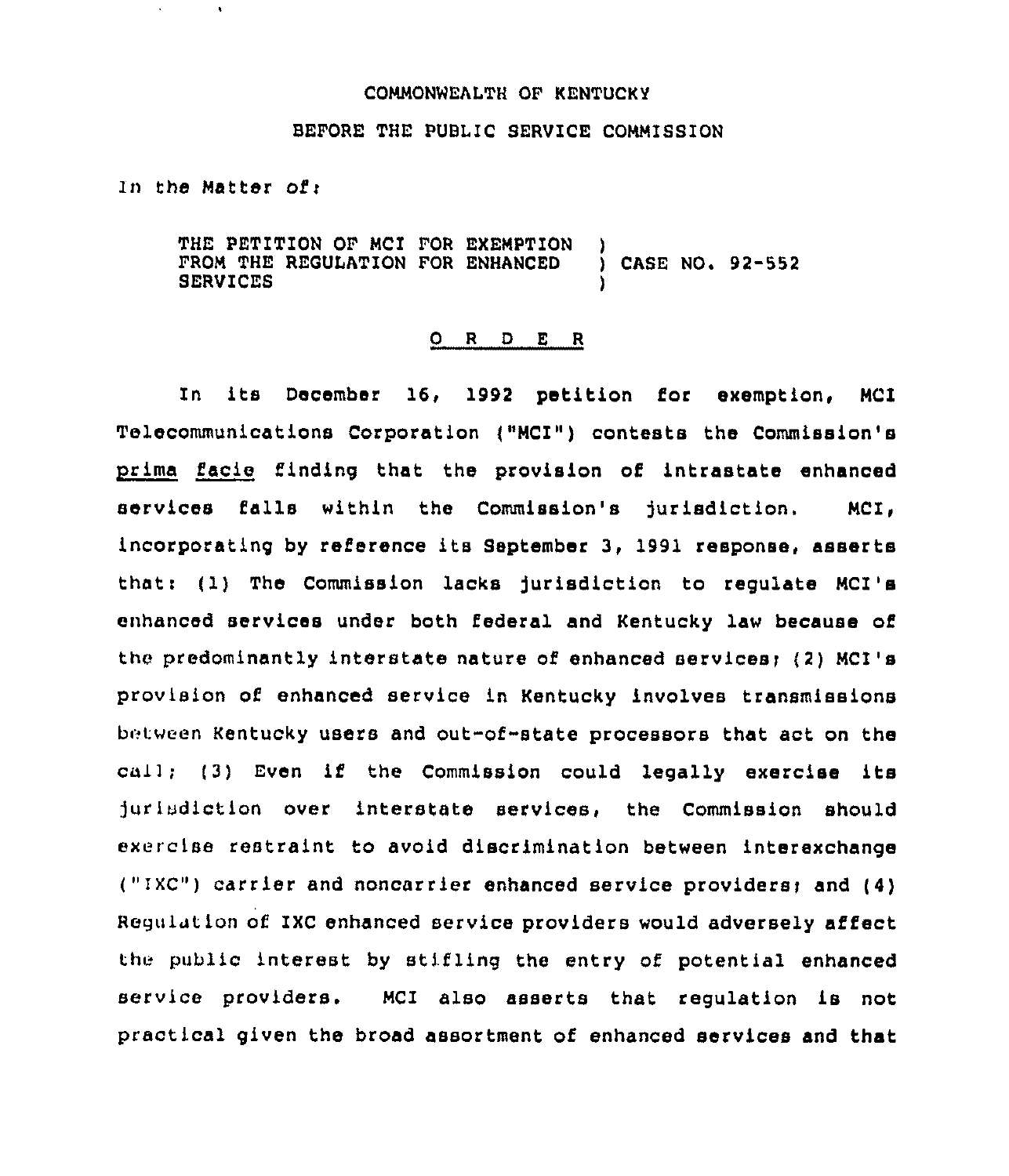COMMONWEALTH OF KENTUCKY

BEFORE THE PUBLIC SERVICE COMMISSION

In the Matter of:

THE PETITION OF MCI FOR EXEMPTION FROM THE REGULATION FOR ENHANCED SERVICES ) CASE NO. 92-552

O R D E R

In its December 16, 1992 petition for exemption, MCI Telecommunications Corporation ("MCI") contests the Commission's *prima facie* finding that the provision of intrastate enhanced services falls within the Commission's jurisdiction. MCI, incorporating by reference its September 3, 1991 response, asserts that: (1) The Commission lacks jurisdiction to regulate MCI's enhanced services under both federal and Kentucky law because of the predominantly interstate nature of enhanced services; (2) MCI's provision of enhanced service in Kentucky involves transmissions between Kentucky users and out-of-state processors that act on the call; (3) Even if the Commission could legally exercise its jurisdiction over interstate services, the Commission should exercise restraint to avoid discrimination between interexchange ("IXC") carrier and noncarrier enhanced service providers; and (4) Regulation of IXC enhanced service providers would adversely affect the public interest by stifling the entry of potential enhanced service providers. MCI also asserts that regulation is not practical given the broad assortment of enhanced services and that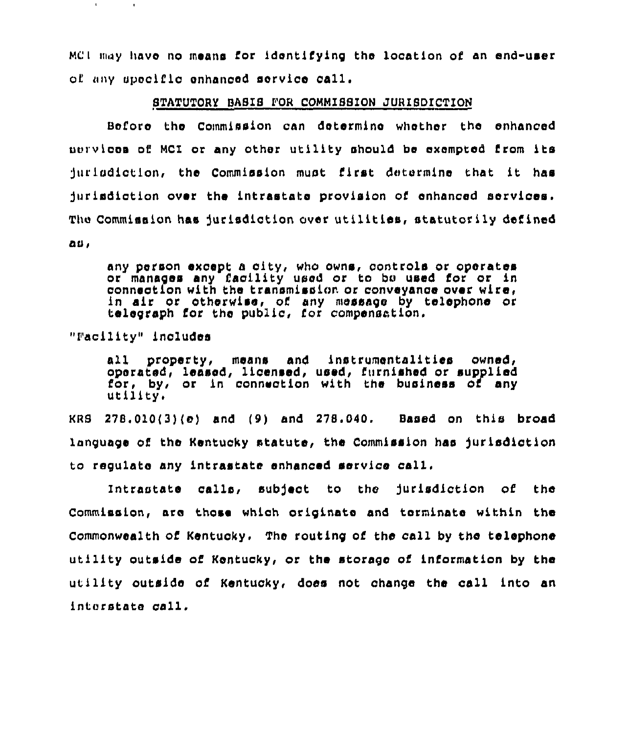MCI may have no means for identifying the location of an end-user of any specific enhanced service call.

## STATUTORY BASIS FOR COMMISSION JURISDICTION

Before the Commission can determine whether the enhanced services of MCI or any other utility should be exempted from its jurisdiction, the Commission must first determine that it has jurisdiction over the intrastate provision of enhanced services. The Commission has jurisdiction over utilities, statutorily defined as,

> any person except a city, who owns, controls or operates or manages any facility used or to be used for or in connection with the transmission or conveyance over wire, in air or otherwise, of any message by telephone or telegraph for the public, for compensation.

"Facility" includes

> all property, means and instrumentalities owned, operated, leased, licensed, used, furnished or supplied for, by, or in connection with the business of any utility.

KRS 278.010(3)(e) and (9) and 278.040. Based on this broad language of the Kentucky statute, the Commission has jurisdiction to regulate any intrastate enhanced service call.

Intrastate calls, subject to the jurisdiction of the Commission, are those which originate and terminate within the Commonwealth of Kentucky. The routing of the call by the telephone utility outside of Kentucky, or the storage of information by the utility outside of Kentucky, does not change the call into an interstate call.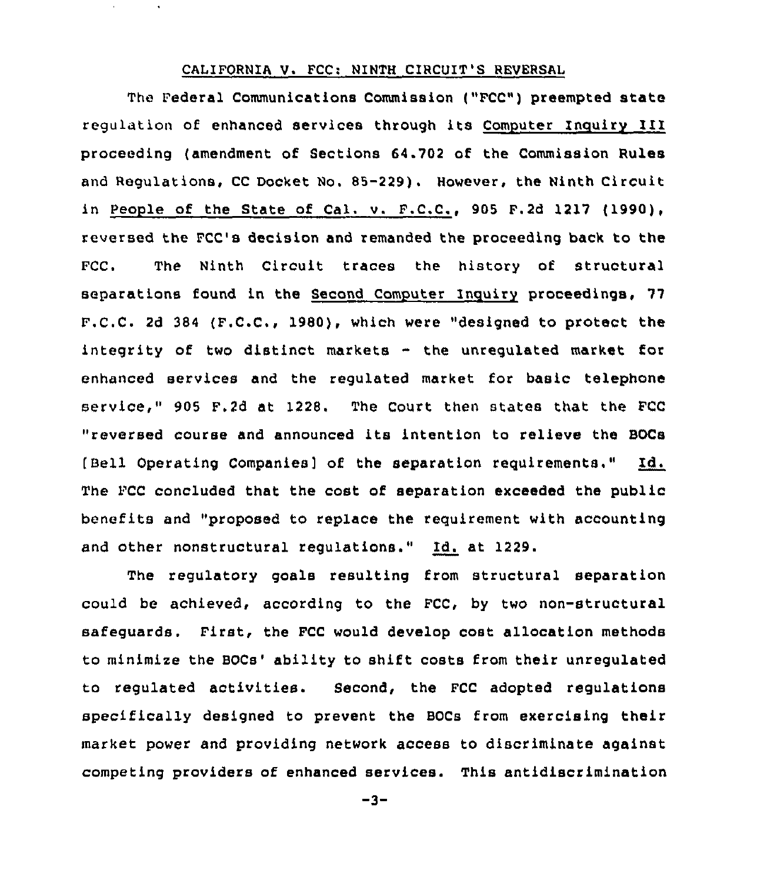## CALIFORNIA V. FCC: NINTH CIRCUIT'S REVERSAL

The Federal Communications Commission ("FCC") preempted state regulation of enhanced services through its Computer Inquiry III proceeding (amendment of Sections 64.702 of the Commission Rules and Regulations, CC Docket No. 85-229). However, the Ninth Circuit in People of the State of Cal. v. F.C.C., 905 F.2d 1217 (1990), reversed the FCC's decision and remanded the proceeding back to the FCC. The Ninth Circuit traces the history of structural separations found in the Second Computer Inquiry proceedings, 77 F.C.C. 2d 384 (F.C.C., 1980), which were "designed to protect the integrity of two distinct markets - the unregulated market for enhanced services and the regulated market for basic telephone service," 905 F.2d at 1228. The Court then states that the FCC "reversed course and announced its intention to relieve the BOCs [Bell Operating Companies] of the separation requirements." Id. The FCC concluded that the cost of separation exceeded the public benefits and "proposed to replace the requirement with accounting and other nonstructural regulations." Id. at 1229.

The regulatory goals resulting from structural separation could be achieved, according to the FCC, by two non-structural safeguards. First, the FCC would develop cost allocation methods to minimize the BOCs' ability to shift costs from their unregulated to regulated activities. Second, the FCC adopted regulations specifically designed to prevent the BOCs from exercising their market power and providing network access to discriminate against competing providers of enhanced services. This antidiscrimination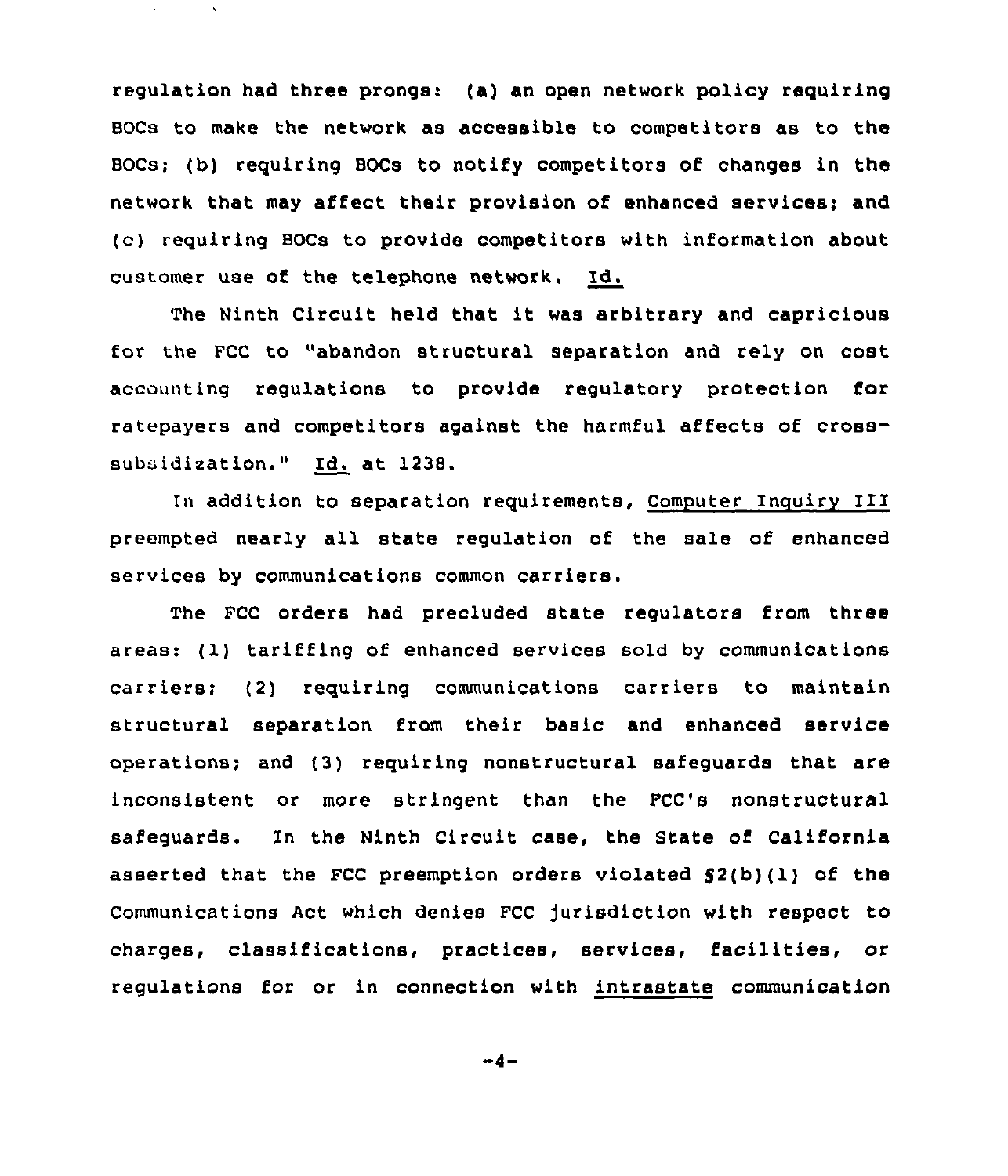regulation had three prongs: (a) an open network policy requiring BOCs to make the network as accessible to competitors as to the BOCs; (b) requiring BOCs to notify competitors of changes in the network that may affect their provision of enhanced services; and (c) requiring BOCs to provide competitors with information about customer use of the telephone network. Id.

The Ninth Circuit held that it was arbitrary and capricious for the FCC to "abandon structural separation and rely on cost accounting regulations to provide regulatory protection for ratepayers and competitors against the harmful affects of cross-subsidization." Id. at 1238.

In addition to separation requirements, Computer Inquiry III preempted nearly all state regulation of the sale of enhanced services by communications common carriers.

The FCC orders had precluded state regulators from three areas: (1) tariffing of enhanced services sold by communications carriers; (2) requiring communications carriers to maintain structural separation from their basic and enhanced service operations; and (3) requiring nonstructural safeguards that are inconsistent or more stringent than the FCC's nonstructural safeguards. In the Ninth Circuit case, the State of California asserted that the FCC preemption orders violated §2(b)(1) of the Communications Act which denies FCC jurisdiction with respect to charges, classifications, practices, services, facilities, or regulations for or in connection with intrastate communication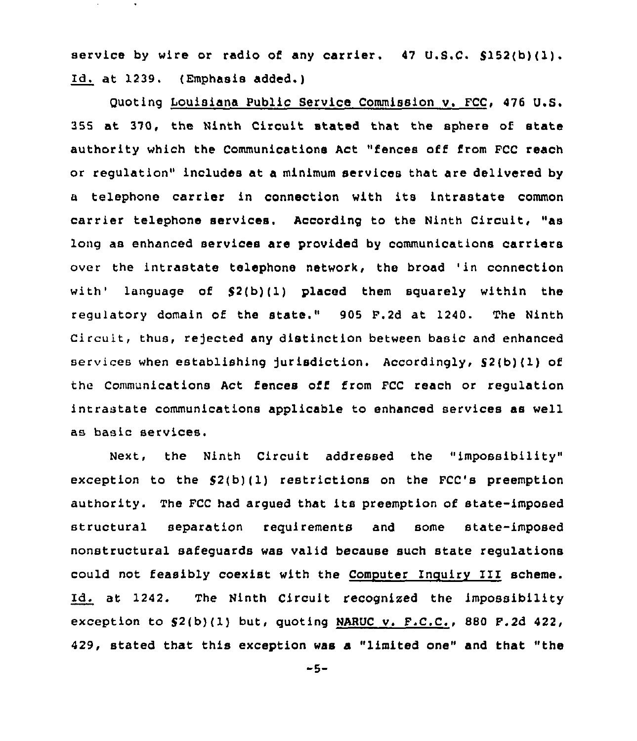service by wire or radio of any carrier. 47 U.S.C. §152(b)(1). Id. at 1239. (Emphasis added.)

Quoting Louisiana Public Service Commission v. FCC, 476 U.S. 355 at 370, the Ninth Circuit stated that the sphere of state authority which the Communications Act "fences off from FCC reach or regulation" includes at a minimum services that are delivered by a telephone carrier in connection with its intrastate common carrier telephone services. According to the Ninth Circuit, "as long as enhanced services are provided by communications carriers over the intrastate telephone network, the broad 'in connection with' language of §2(b)(1) placed them squarely within the regulatory domain of the state." 905 F.2d at 1240. The Ninth Circuit, thus, rejected any distinction between basic and enhanced services when establishing jurisdiction. Accordingly, §2(b)(1) of the Communications Act fences off from FCC reach or regulation intrastate communications applicable to enhanced services as well as basic services.

Next, the Ninth Circuit addressed the "impossibility" exception to the §2(b)(1) restrictions on the FCC's preemption authority. The FCC had argued that its preemption of state-imposed structural separation requirements and some state-imposed nonstructural safeguards was valid because such state regulations could not feasibly coexist with the Computer Inquiry III scheme. Id. at 1242. The Ninth Circuit recognized the impossibility exception to §2(b)(1) but, quoting NARUC v. F.C.C., 880 F.2d 422, 429, stated that this exception was a "limited one" and that "the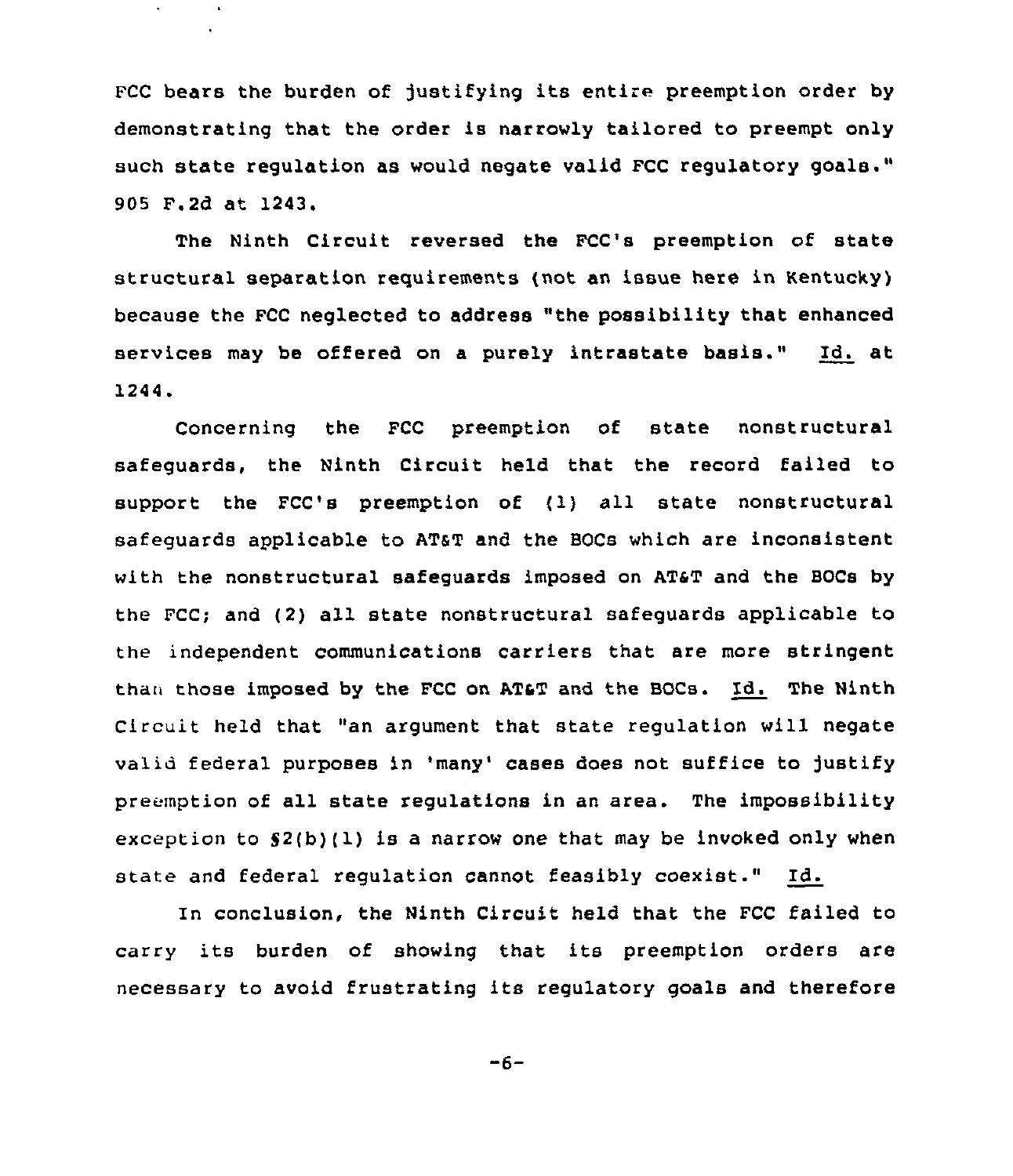FCC bears the burden of justifying its entire preemption order by demonstrating that the order is narrowly tailored to preempt only such state regulation as would negate valid FCC regulatory goals." 905 F.2d at 1243.

The Ninth Circuit reversed the FCC's preemption of state structural separation requirements (not an issue here in Kentucky) because the FCC neglected to address "the possibility that enhanced services may be offered on a purely intrastate basis." Id. at 1244.

Concerning the FCC preemption of state nonstructural safeguards, the Ninth Circuit held that the record failed to support the FCC's preemption of (1) all state nonstructural safeguards applicable to AT&T and the BOCs which are inconsistent with the nonstructural safeguards imposed on AT&T and the BOCs by the FCC; and (2) all state nonstructural safeguards applicable to the independent communications carriers that are more stringent than those imposed by the FCC on AT&T and the BOCs. Id. The Ninth Circuit held that "an argument that state regulation will negate valid federal purposes in 'many' cases does not suffice to justify preemption of all state regulations in an area. The impossibility exception to §2(b)(1) is a narrow one that may be invoked only when state and federal regulation cannot feasibly coexist." Id.

In conclusion, the Ninth Circuit held that the FCC failed to carry its burden of showing that its preemption orders are necessary to avoid frustrating its regulatory goals and therefore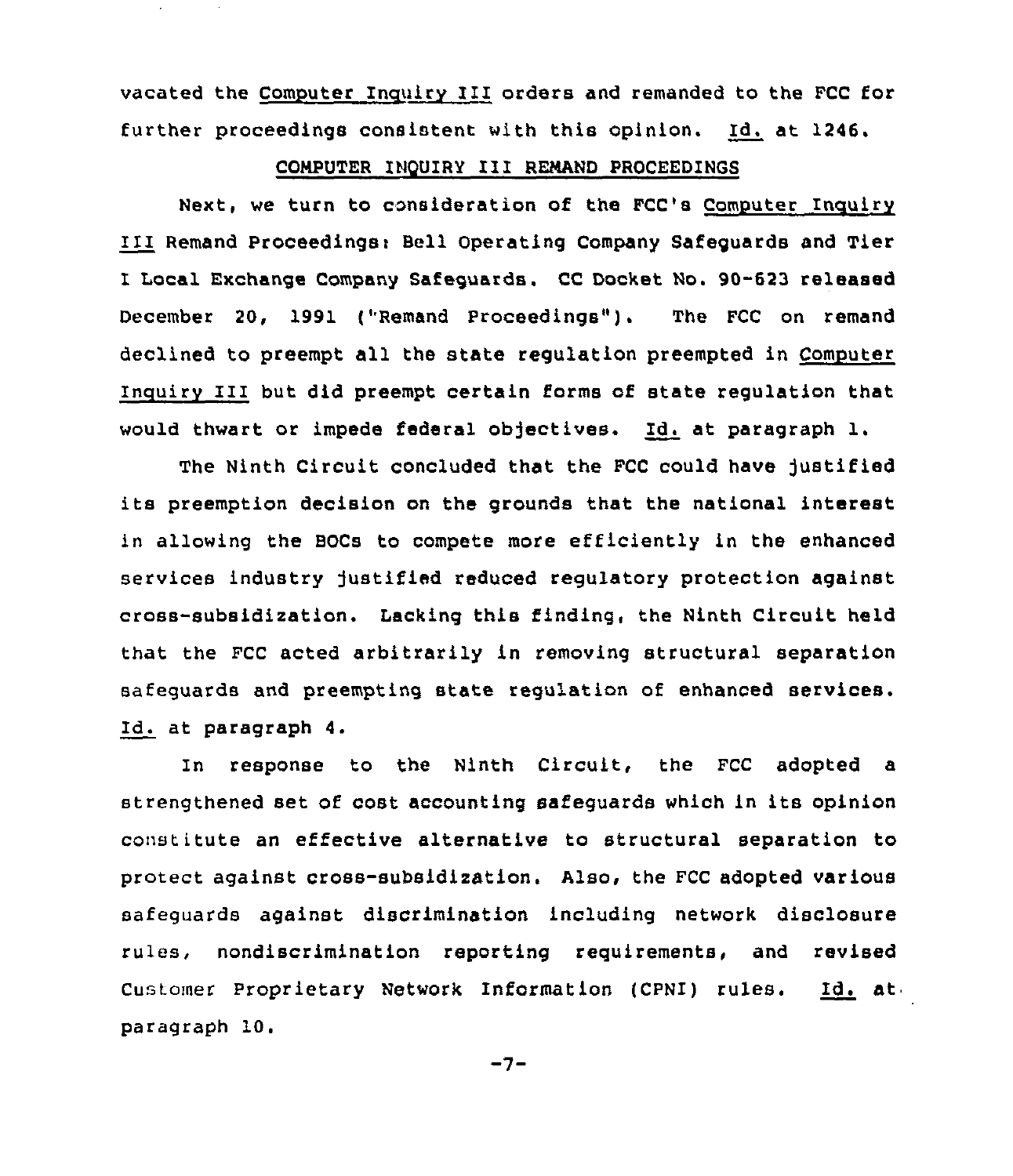vacated the *Computer Inquiry III* orders and remanded to the FCC for further proceedings consistent with this opinion. *Id.* at 1246.

## COMPUTER INQUIRY III REMAND PROCEEDINGS

Next, we turn to consideration of the FCC's *Computer Inquiry III* Remand Proceedings: Bell Operating Company Safeguards and Tier I Local Exchange Company Safeguards. CC Docket No. 90-623 released December 20, 1991 ("Remand Proceedings"). The FCC on remand declined to preempt all the state regulation preempted in *Computer Inquiry III* but did preempt certain forms of state regulation that would thwart or impede federal objectives. *Id.* at paragraph 1.

The Ninth Circuit concluded that the FCC could have justified its preemption decision on the grounds that the national interest in allowing the BOCs to compete more efficiently in the enhanced services industry justified reduced regulatory protection against cross-subsidization. Lacking this finding, the Ninth Circuit held that the FCC acted arbitrarily in removing structural separation safeguards and preempting state regulation of enhanced services. *Id.* at paragraph 4.

In response to the Ninth Circuit, the FCC adopted a strengthened set of cost accounting safeguards which in its opinion constitute an effective alternative to structural separation to protect against cross-subsidization. Also, the FCC adopted various safeguards against discrimination including network disclosure rules, nondiscrimination reporting requirements, and revised Customer Proprietary Network Information (CPNI) rules. *Id.* at paragraph 10.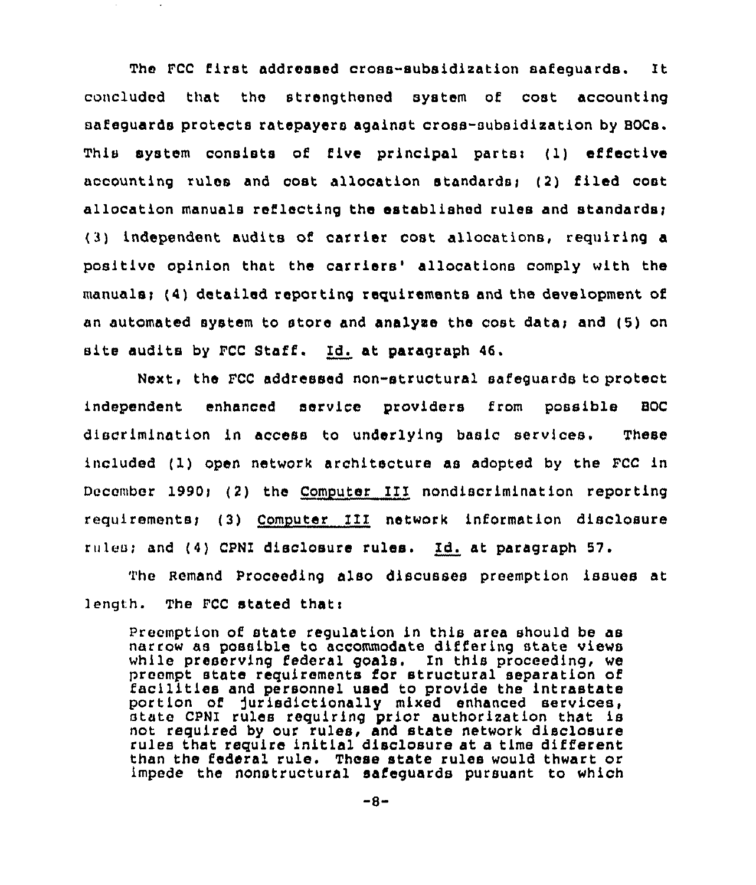The FCC first addressed cross-subsidization safeguards. It concluded that the strengthened system of cost accounting safeguards protects ratepayers against cross-subsidization by BOCs. This system consists of five principal parts: (1) effective accounting rules and cost allocation standards; (2) filed cost allocation manuals reflecting the established rules and standards; (3) independent audits of carrier cost allocations, requiring a positive opinion that the carriers' allocations comply with the manuals; (4) detailed reporting requirements and the development of an automated system to store and analyze the cost data; and (5) on site audits by FCC Staff. Id. at paragraph 46.

Next, the FCC addressed non-structural safeguards to protect independent enhanced service providers from possible BOC discrimination in access to underlying basic services. These included (1) open network architecture as adopted by the FCC in December 1990; (2) the Computer III nondiscrimination reporting requirements; (3) Computer III network information disclosure rules; and (4) CPNI disclosure rules. Id. at paragraph 57.

The Remand Proceeding also discusses preemption issues at length. The FCC stated that:

> Preemption of state regulation in this area should be as narrow as possible to accommodate differing state views while preserving federal goals. In this proceeding, we preempt state requirements for structural separation of facilities and personnel used to provide the intrastate portion of jurisdictionally mixed enhanced services, state CPNI rules requiring prior authorization that is not required by our rules, and state network disclosure rules that require initial disclosure at a time different than the federal rule. These state rules would thwart or impede the nonstructural safeguards pursuant to which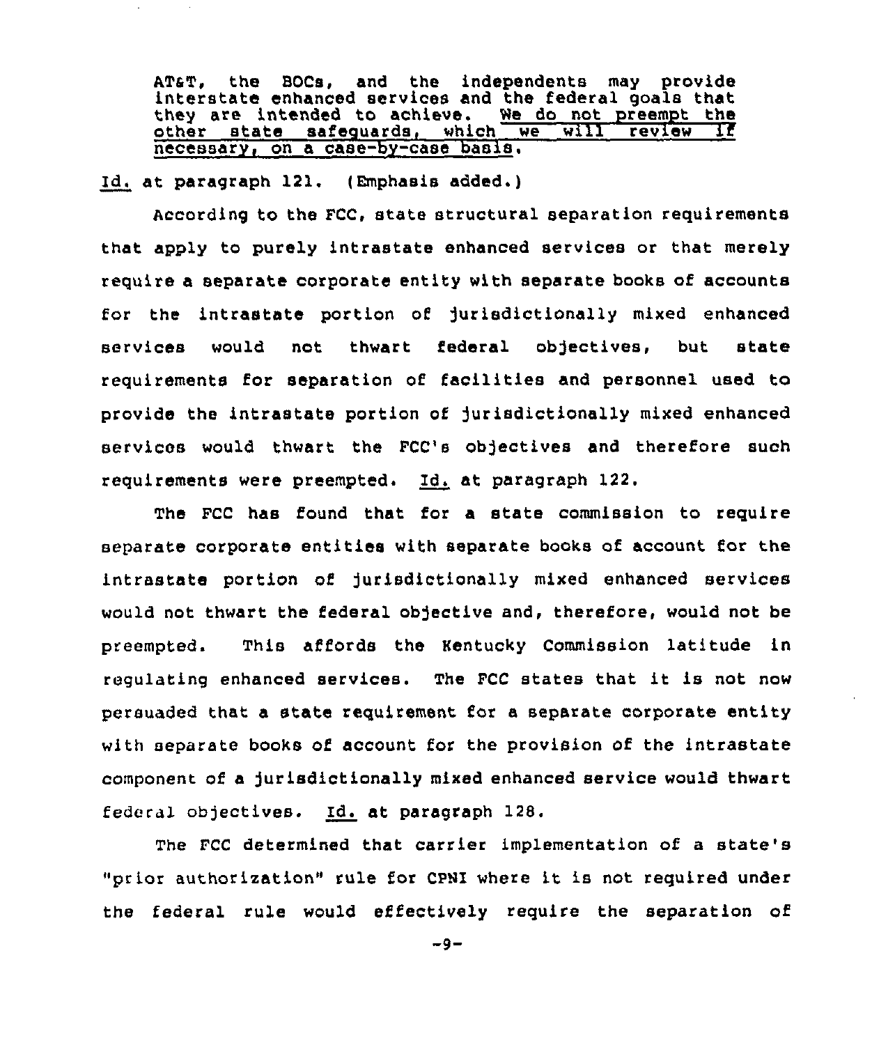> AT&T, the BOCs, and the independents may provide interstate enhanced services and the federal goals that they are intended to achieve. <u>We do not preempt the other state safeguards, which we will review if necessary, on a case-by-case basis.</u>

<u>Id.</u> at paragraph 121. (Emphasis added.)

According to the FCC, state structural separation requirements that apply to purely intrastate enhanced services or that merely require a separate corporate entity with separate books of accounts for the intrastate portion of jurisdictionally mixed enhanced services would not thwart federal objectives, but state requirements for separation of facilities and personnel used to provide the intrastate portion of jurisdictionally mixed enhanced services would thwart the FCC's objectives and therefore such requirements were preempted. <u>Id.</u> at paragraph 122.

The FCC has found that for a state commission to require separate corporate entities with separate books of account for the intrastate portion of jurisdictionally mixed enhanced services would not thwart the federal objective and, therefore, would not be preempted. This affords the Kentucky Commission latitude in regulating enhanced services. The FCC states that it is not now persuaded that a state requirement for a separate corporate entity with separate books of account for the provision of the intrastate component of a jurisdictionally mixed enhanced service would thwart federal objectives. <u>Id.</u> at paragraph 128.

The FCC determined that carrier implementation of a state's "prior authorization" rule for CPNI where it is not required under the federal rule would effectively require the separation of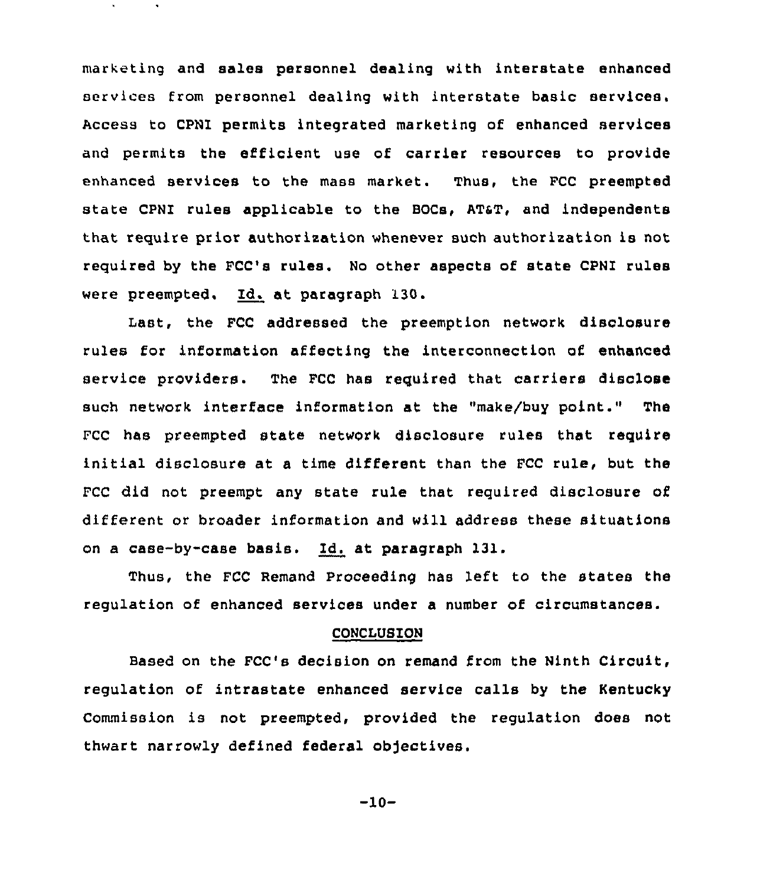marketing and sales personnel dealing with interstate enhanced services from personnel dealing with interstate basic services. Access to CPNI permits integrated marketing of enhanced services and permits the efficient use of carrier resources to provide enhanced services to the mass market. Thus, the FCC preempted state CPNI rules applicable to the BOCs, AT&T, and independents that require prior authorization whenever such authorization is not required by the FCC's rules. No other aspects of state CPNI rules were preempted. Id. at paragraph 130.

Last, the FCC addressed the preemption network disclosure rules for information affecting the interconnection of enhanced service providers. The FCC has required that carriers disclose such network interface information at the "make/buy point." The FCC has preempted state network disclosure rules that require initial disclosure at a time different than the FCC rule, but the FCC did not preempt any state rule that required disclosure of different or broader information and will address these situations on a case-by-case basis. Id. at paragraph 131.

Thus, the FCC Remand Proceeding has left to the states the regulation of enhanced services under a number of circumstances.

## CONCLUSION

Based on the FCC's decision on remand from the Ninth Circuit, regulation of intrastate enhanced service calls by the Kentucky Commission is not preempted, provided the regulation does not thwart narrowly defined federal objectives.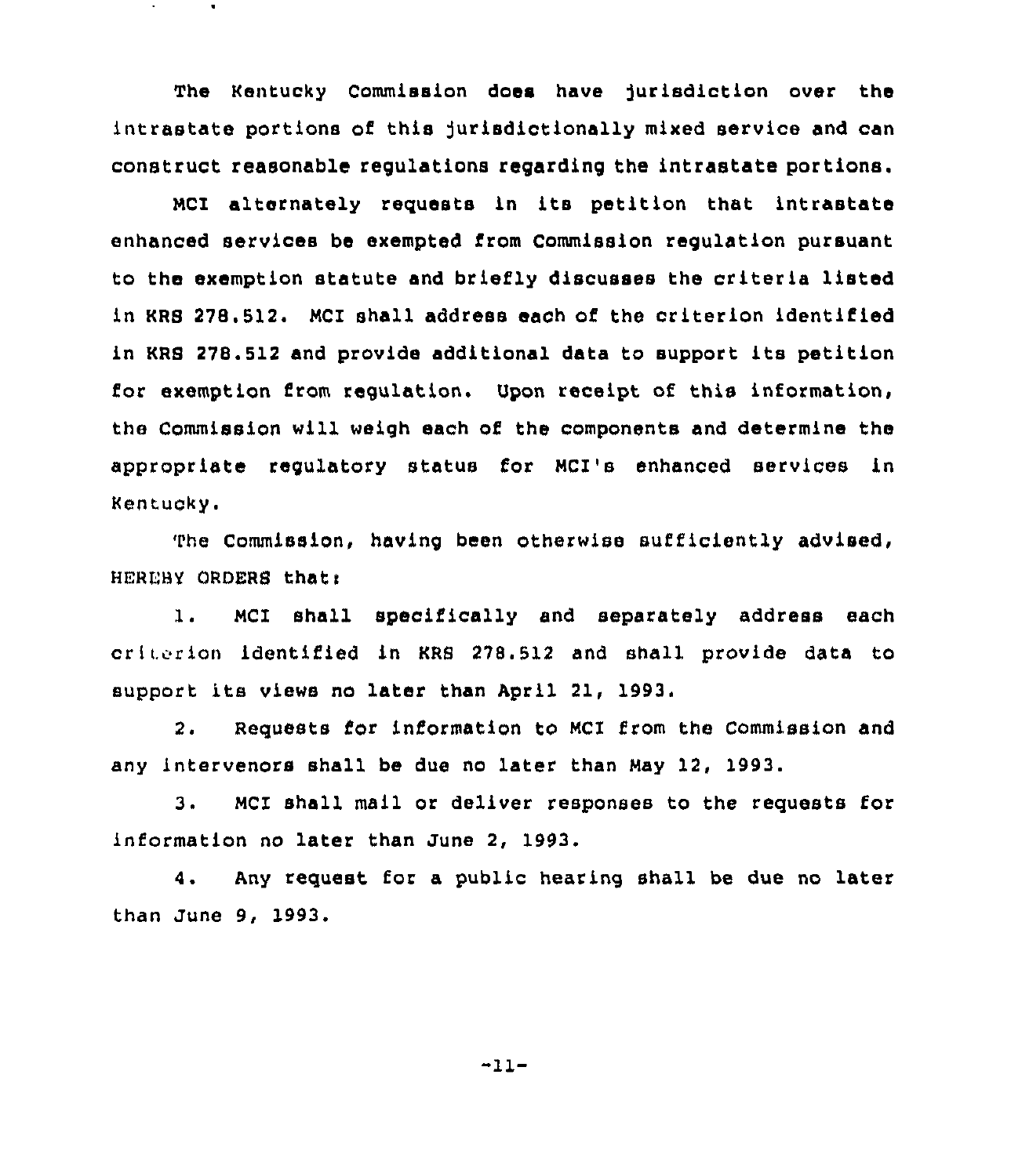The Kentucky Commission does have jurisdiction over the intrastate portions of this jurisdictionally mixed service and can construct reasonable regulations regarding the intrastate portions.

MCI alternately requests in its petition that intrastate enhanced services be exempted from Commission regulation pursuant to the exemption statute and briefly discusses the criteria listed in KRS 278.512. MCI shall address each of the criterion identified in KRS 278.512 and provide additional data to support its petition for exemption from regulation. Upon receipt of this information, the Commission will weigh each of the components and determine the appropriate regulatory status for MCI's enhanced services in Kentucky.

The Commission, having been otherwise sufficiently advised, HEREBY ORDERS that:

1. MCI shall specifically and separately address each criterion identified in KRS 278.512 and shall provide data to support its views no later than April 21, 1993.

2. Requests for information to MCI from the Commission and any intervenors shall be due no later than May 12, 1993.

3. MCI shall mail or deliver responses to the requests for information no later than June 2, 1993.

4. Any request for a public hearing shall be due no later than June 9, 1993.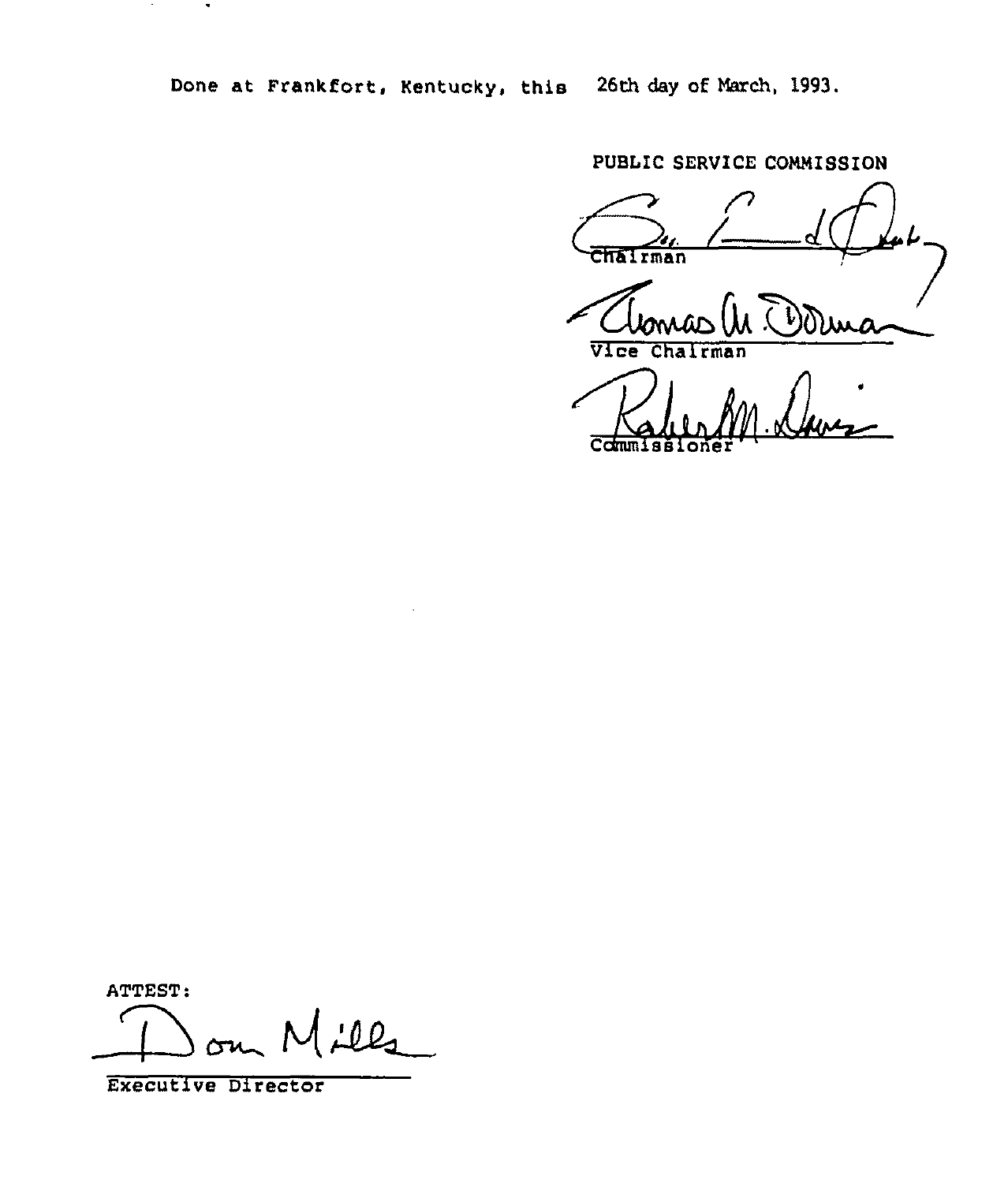Done at Frankfort, Kentucky, this 26th day of March, 1993.

PUBLIC SERVICE COMMISSION

Chairman

Vice Chairman

Commissioner

ATTEST:

Executive Director